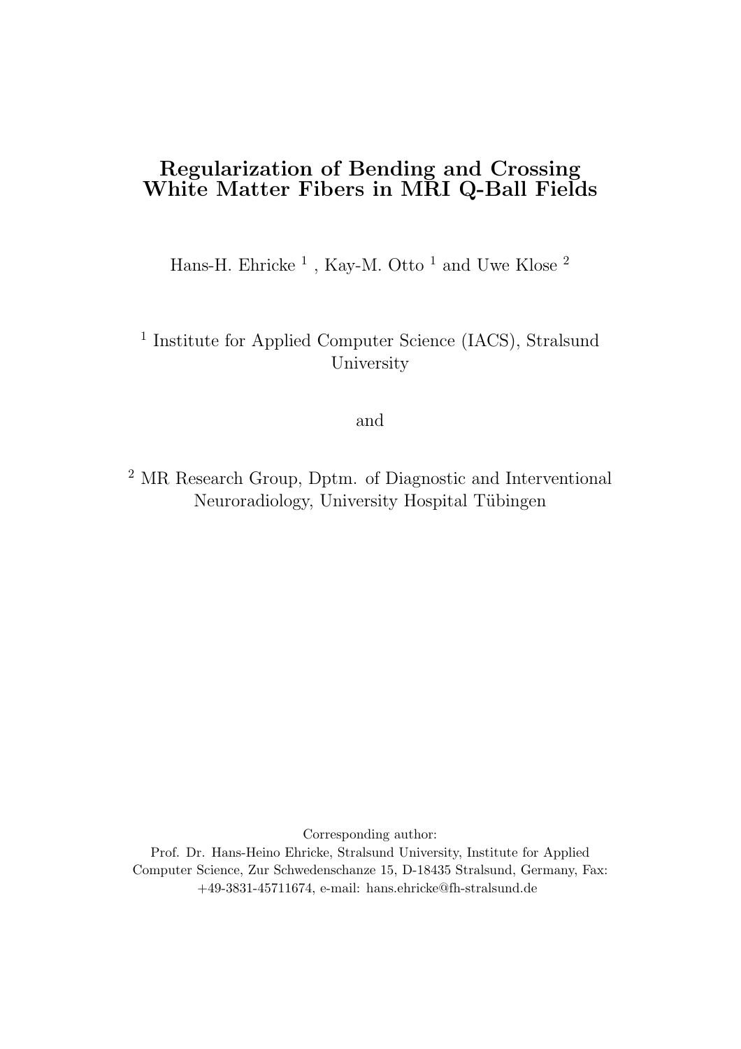# Regularization of Bending and Crossing White Matter Fibers in MRI Q-Ball Fields

Hans-H. Ehricke [1] , Kay-M. Otto [1] and Uwe Klose [2]

[1] Institute for Applied Computer Science (IACS), Stralsund University

and

[2] MR Research Group, Dptm. of Diagnostic and Interventional Neuroradiology, University Hospital Tübingen

Corresponding author:
Prof. Dr. Hans-Heino Ehricke, Stralsund University, Institute for Applied Computer Science, Zur Schwedenschanze 15, D-18435 Stralsund, Germany, Fax: +49-3831-45711674, e-mail: hans.ehricke@fh-stralsund.de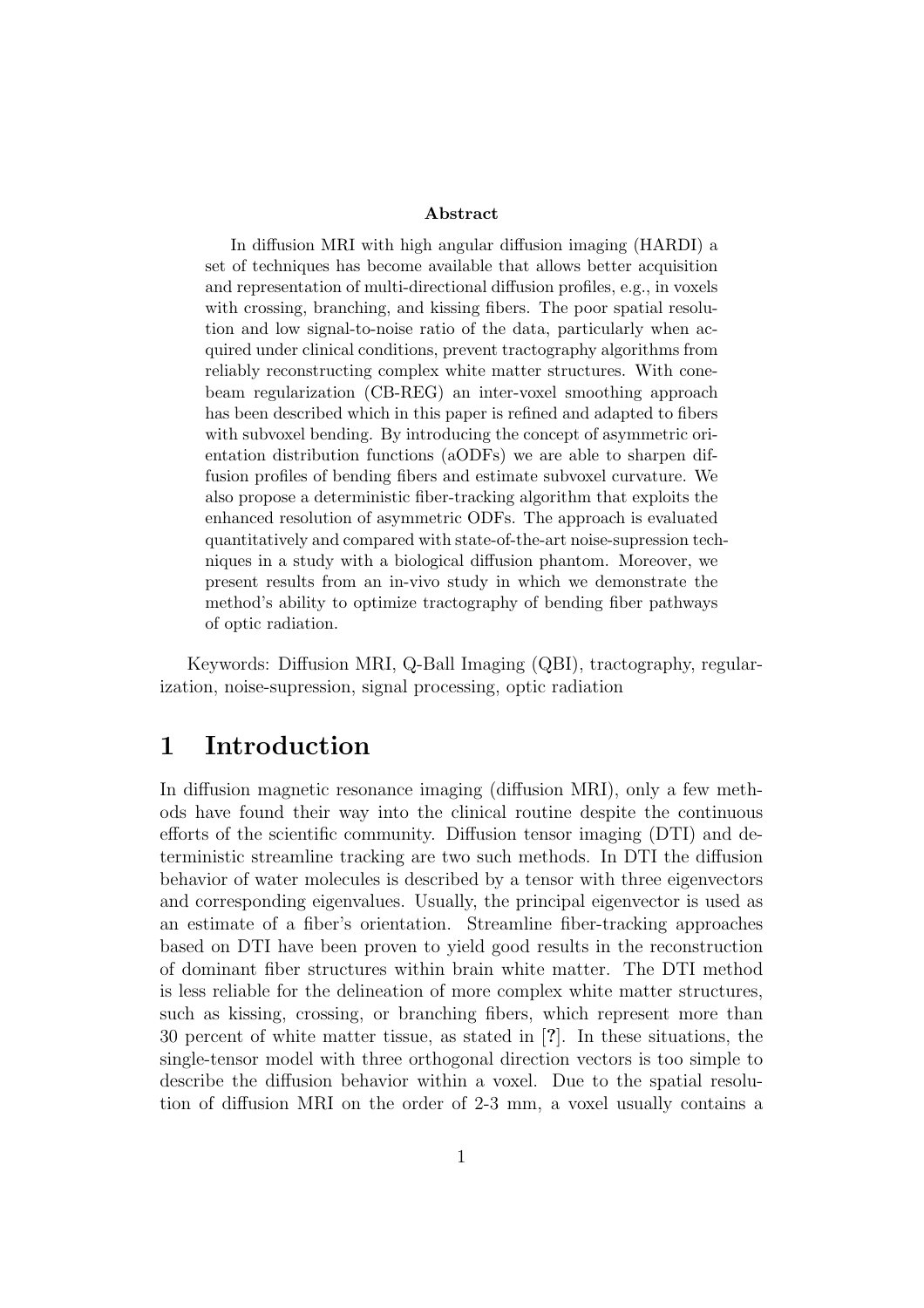**Abstract**

In diffusion MRI with high angular diffusion imaging (HARDI) a set of techniques has become available that allows better acquisition and representation of multi-directional diffusion profiles, e.g., in voxels with crossing, branching, and kissing fibers. The poor spatial resolution and low signal-to-noise ratio of the data, particularly when acquired under clinical conditions, prevent tractography algorithms from reliably reconstructing complex white matter structures. With cone-beam regularization (CB-REG) an inter-voxel smoothing approach has been described which in this paper is refined and adapted to fibers with subvoxel bending. By introducing the concept of asymmetric orientation distribution functions (aODFs) we are able to sharpen diffusion profiles of bending fibers and estimate subvoxel curvature. We also propose a deterministic fiber-tracking algorithm that exploits the enhanced resolution of asymmetric ODFs. The approach is evaluated quantitatively and compared with state-of-the-art noise-supression techniques in a study with a biological diffusion phantom. Moreover, we present results from an in-vivo study in which we demonstrate the method's ability to optimize tractography of bending fiber pathways of optic radiation.

Keywords: Diffusion MRI, Q-Ball Imaging (QBI), tractography, regularization, noise-supression, signal processing, optic radiation

# 1 Introduction

In diffusion magnetic resonance imaging (diffusion MRI), only a few methods have found their way into the clinical routine despite the continuous efforts of the scientific community. Diffusion tensor imaging (DTI) and deterministic streamline tracking are two such methods. In DTI the diffusion behavior of water molecules is described by a tensor with three eigenvectors and corresponding eigenvalues. Usually, the principal eigenvector is used as an estimate of a fiber's orientation. Streamline fiber-tracking approaches based on DTI have been proven to yield good results in the reconstruction of dominant fiber structures within brain white matter. The DTI method is less reliable for the delineation of more complex white matter structures, such as kissing, crossing, or branching fibers, which represent more than 30 percent of white matter tissue, as stated in [?]. In these situations, the single-tensor model with three orthogonal direction vectors is too simple to describe the diffusion behavior within a voxel. Due to the spatial resolution of diffusion MRI on the order of 2-3 mm, a voxel usually contains a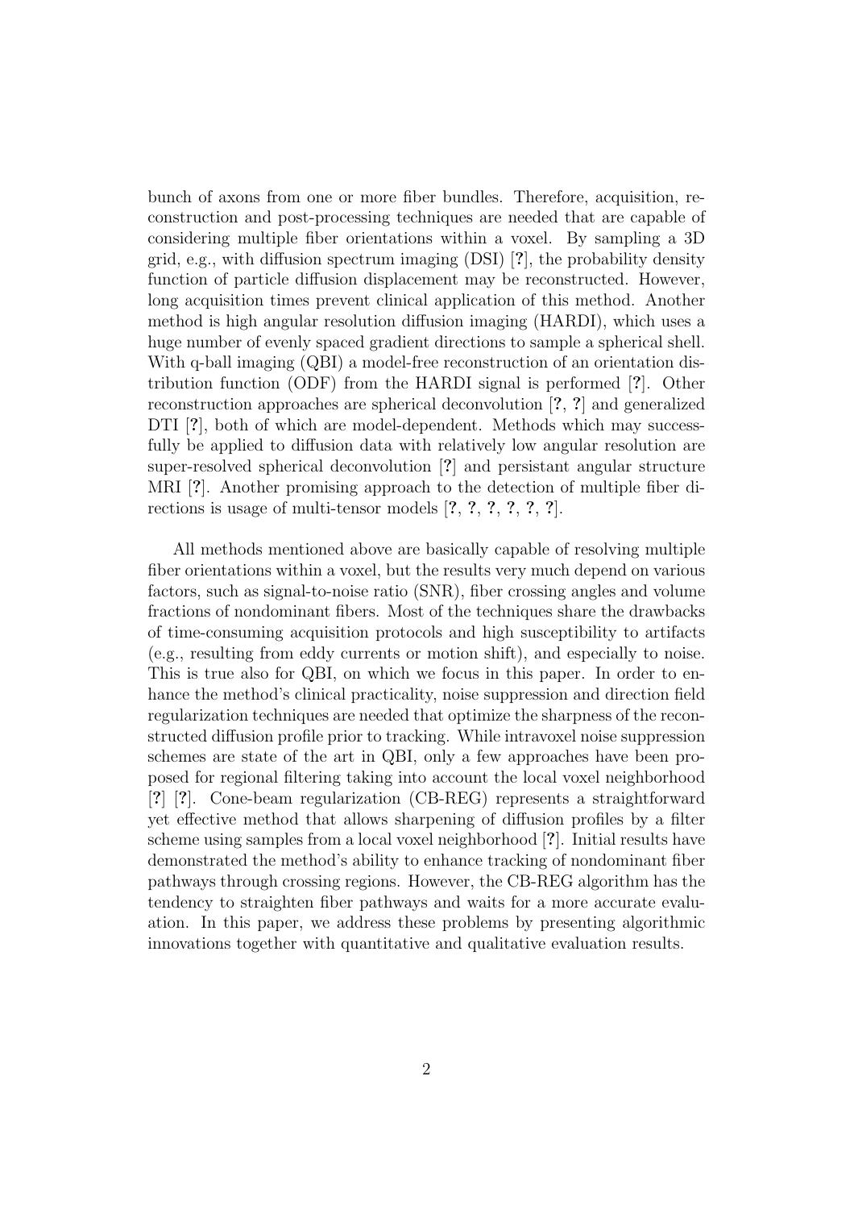bunch of axons from one or more fiber bundles. Therefore, acquisition, reconstruction and post-processing techniques are needed that are capable of considering multiple fiber orientations within a voxel. By sampling a 3D grid, e.g., with diffusion spectrum imaging (DSI) [?], the probability density function of particle diffusion displacement may be reconstructed. However, long acquisition times prevent clinical application of this method. Another method is high angular resolution diffusion imaging (HARDI), which uses a huge number of evenly spaced gradient directions to sample a spherical shell. With q-ball imaging (QBI) a model-free reconstruction of an orientation distribution function (ODF) from the HARDI signal is performed [?]. Other reconstruction approaches are spherical deconvolution [?, ?] and generalized DTI [?], both of which are model-dependent. Methods which may successfully be applied to diffusion data with relatively low angular resolution are super-resolved spherical deconvolution [?] and persistant angular structure MRI [?]. Another promising approach to the detection of multiple fiber directions is usage of multi-tensor models [?, ?, ?, ?, ?, ?].

All methods mentioned above are basically capable of resolving multiple fiber orientations within a voxel, but the results very much depend on various factors, such as signal-to-noise ratio (SNR), fiber crossing angles and volume fractions of nondominant fibers. Most of the techniques share the drawbacks of time-consuming acquisition protocols and high susceptibility to artifacts (e.g., resulting from eddy currents or motion shift), and especially to noise. This is true also for QBI, on which we focus in this paper. In order to enhance the method's clinical practicality, noise suppression and direction field regularization techniques are needed that optimize the sharpness of the reconstructed diffusion profile prior to tracking. While intravoxel noise suppression schemes are state of the art in QBI, only a few approaches have been proposed for regional filtering taking into account the local voxel neighborhood [?] [?]. Cone-beam regularization (CB-REG) represents a straightforward yet effective method that allows sharpening of diffusion profiles by a filter scheme using samples from a local voxel neighborhood [?]. Initial results have demonstrated the method's ability to enhance tracking of nondominant fiber pathways through crossing regions. However, the CB-REG algorithm has the tendency to straighten fiber pathways and waits for a more accurate evaluation. In this paper, we address these problems by presenting algorithmic innovations together with quantitative and qualitative evaluation results.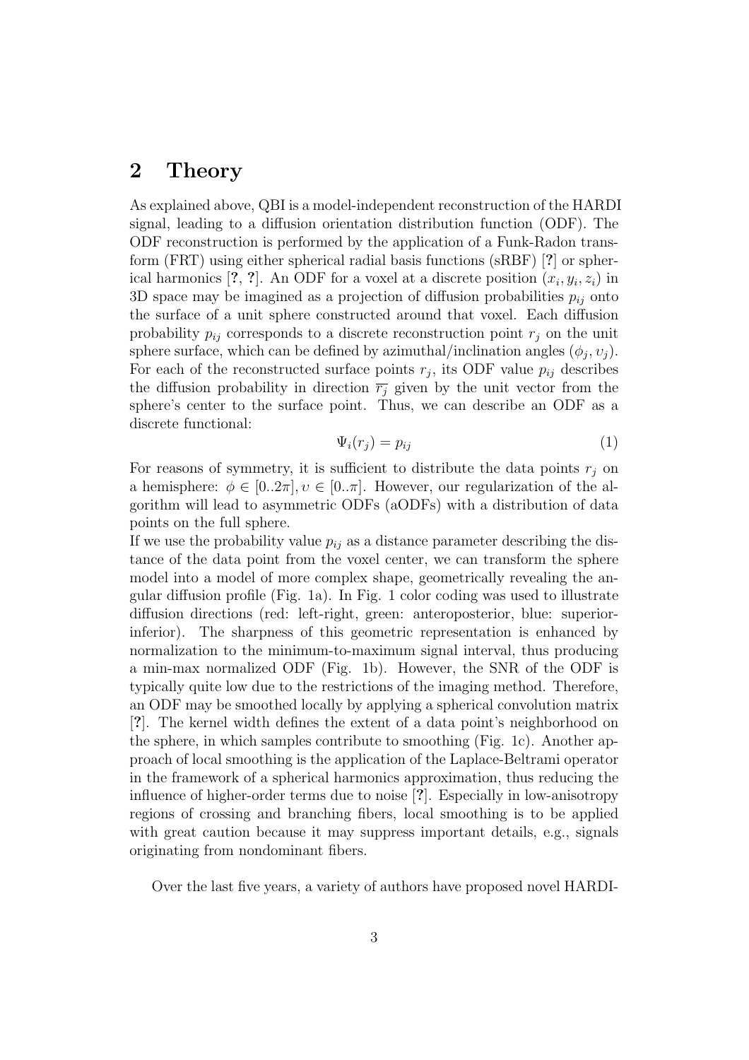## 2 Theory

As explained above, QBI is a model-independent reconstruction of the HARDI signal, leading to a diffusion orientation distribution function (ODF). The ODF reconstruction is performed by the application of a Funk-Radon transform (FRT) using either spherical radial basis functions (sRBF) [?] or spherical harmonics [?, ?]. An ODF for a voxel at a discrete position $(x_i, y_i, z_i)$ in 3D space may be imagined as a projection of diffusion probabilities $p_{ij}$ onto the surface of a unit sphere constructed around that voxel. Each diffusion probability $p_{ij}$ corresponds to a discrete reconstruction point $r_j$ on the unit sphere surface, which can be defined by azimuthal/inclination angles $(\phi_j, \upsilon_j)$. For each of the reconstructed surface points $r_j$, its ODF value $p_{ij}$ describes the diffusion probability in direction $\overline{r_j}$ given by the unit vector from the sphere's center to the surface point. Thus, we can describe an ODF as a discrete functional:

$$\Psi_i(r_j) = p_{ij} \tag{1}$$

For reasons of symmetry, it is sufficient to distribute the data points $r_j$ on a hemisphere: $\phi \in [0..2\pi], \upsilon \in [0..\pi]$. However, our regularization of the algorithm will lead to asymmetric ODFs (aODFs) with a distribution of data points on the full sphere.

If we use the probability value $p_{ij}$ as a distance parameter describing the distance of the data point from the voxel center, we can transform the sphere model into a model of more complex shape, geometrically revealing the angular diffusion profile (Fig. 1a). In Fig. 1 color coding was used to illustrate diffusion directions (red: left-right, green: anteroposterior, blue: superior-inferior). The sharpness of this geometric representation is enhanced by normalization to the minimum-to-maximum signal interval, thus producing a min-max normalized ODF (Fig. 1b). However, the SNR of the ODF is typically quite low due to the restrictions of the imaging method. Therefore, an ODF may be smoothed locally by applying a spherical convolution matrix [?]. The kernel width defines the extent of a data point's neighborhood on the sphere, in which samples contribute to smoothing (Fig. 1c). Another approach of local smoothing is the application of the Laplace-Beltrami operator in the framework of a spherical harmonics approximation, thus reducing the influence of higher-order terms due to noise [?]. Especially in low-anisotropy regions of crossing and branching fibers, local smoothing is to be applied with great caution because it may suppress important details, e.g., signals originating from nondominant fibers.

Over the last five years, a variety of authors have proposed novel HARDI-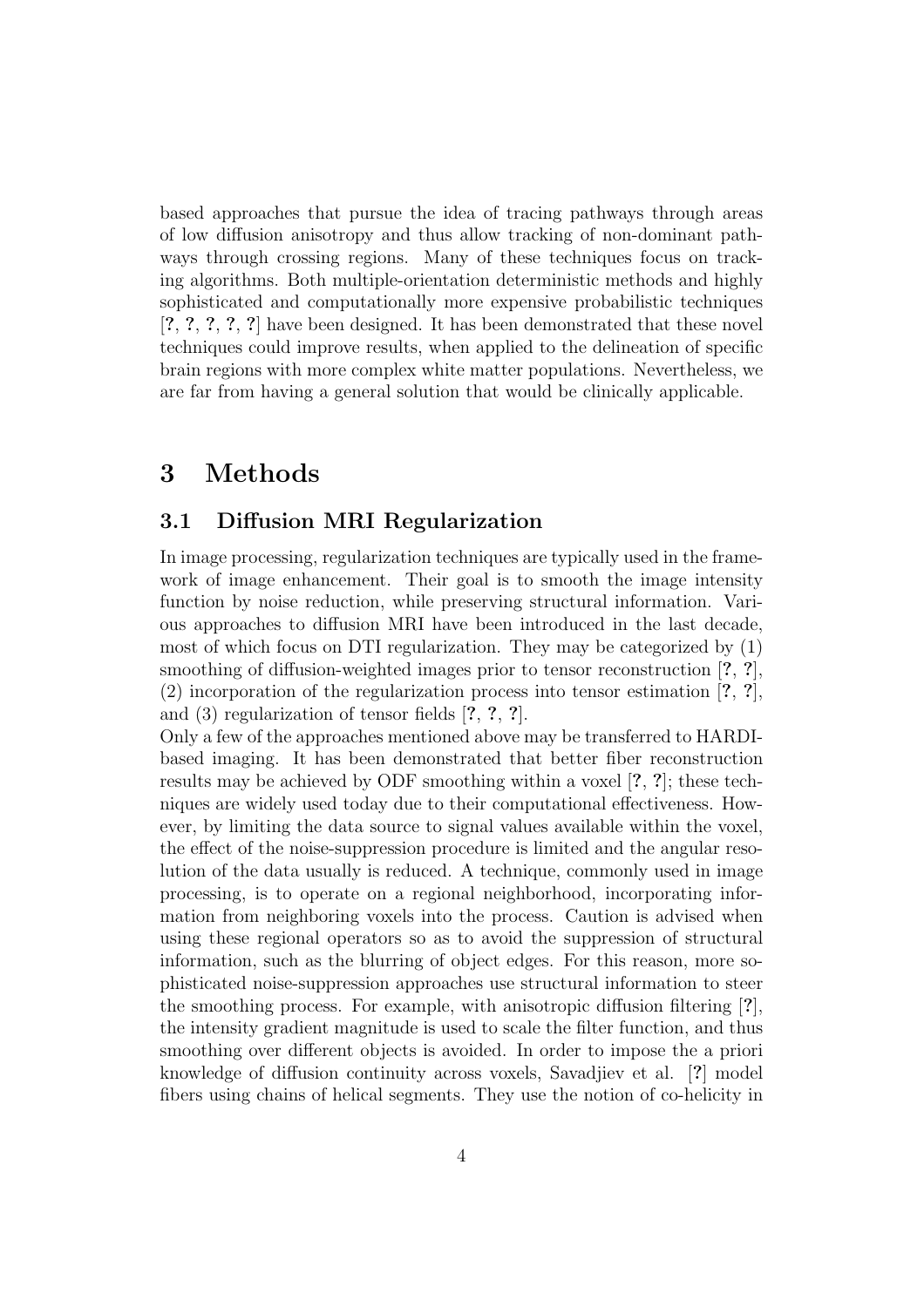based approaches that pursue the idea of tracing pathways through areas of low diffusion anisotropy and thus allow tracking of non-dominant pathways through crossing regions. Many of these techniques focus on tracking algorithms. Both multiple-orientation deterministic methods and highly sophisticated and computationally more expensive probabilistic techniques [?, ?, ?, ?, ?] have been designed. It has been demonstrated that these novel techniques could improve results, when applied to the delineation of specific brain regions with more complex white matter populations. Nevertheless, we are far from having a general solution that would be clinically applicable.

# 3 Methods

## 3.1 Diffusion MRI Regularization

In image processing, regularization techniques are typically used in the framework of image enhancement. Their goal is to smooth the image intensity function by noise reduction, while preserving structural information. Various approaches to diffusion MRI have been introduced in the last decade, most of which focus on DTI regularization. They may be categorized by (1) smoothing of diffusion-weighted images prior to tensor reconstruction [?, ?], (2) incorporation of the regularization process into tensor estimation [?, ?], and (3) regularization of tensor fields [?, ?, ?].

Only a few of the approaches mentioned above may be transferred to HARDI-based imaging. It has been demonstrated that better fiber reconstruction results may be achieved by ODF smoothing within a voxel [?, ?]; these techniques are widely used today due to their computational effectiveness. However, by limiting the data source to signal values available within the voxel, the effect of the noise-suppression procedure is limited and the angular resolution of the data usually is reduced. A technique, commonly used in image processing, is to operate on a regional neighborhood, incorporating information from neighboring voxels into the process. Caution is advised when using these regional operators so as to avoid the suppression of structural information, such as the blurring of object edges. For this reason, more sophisticated noise-suppression approaches use structural information to steer the smoothing process. For example, with anisotropic diffusion filtering [?], the intensity gradient magnitude is used to scale the filter function, and thus smoothing over different objects is avoided. In order to impose the a priori knowledge of diffusion continuity across voxels, Savadjiev et al. [?] model fibers using chains of helical segments. They use the notion of co-helicity in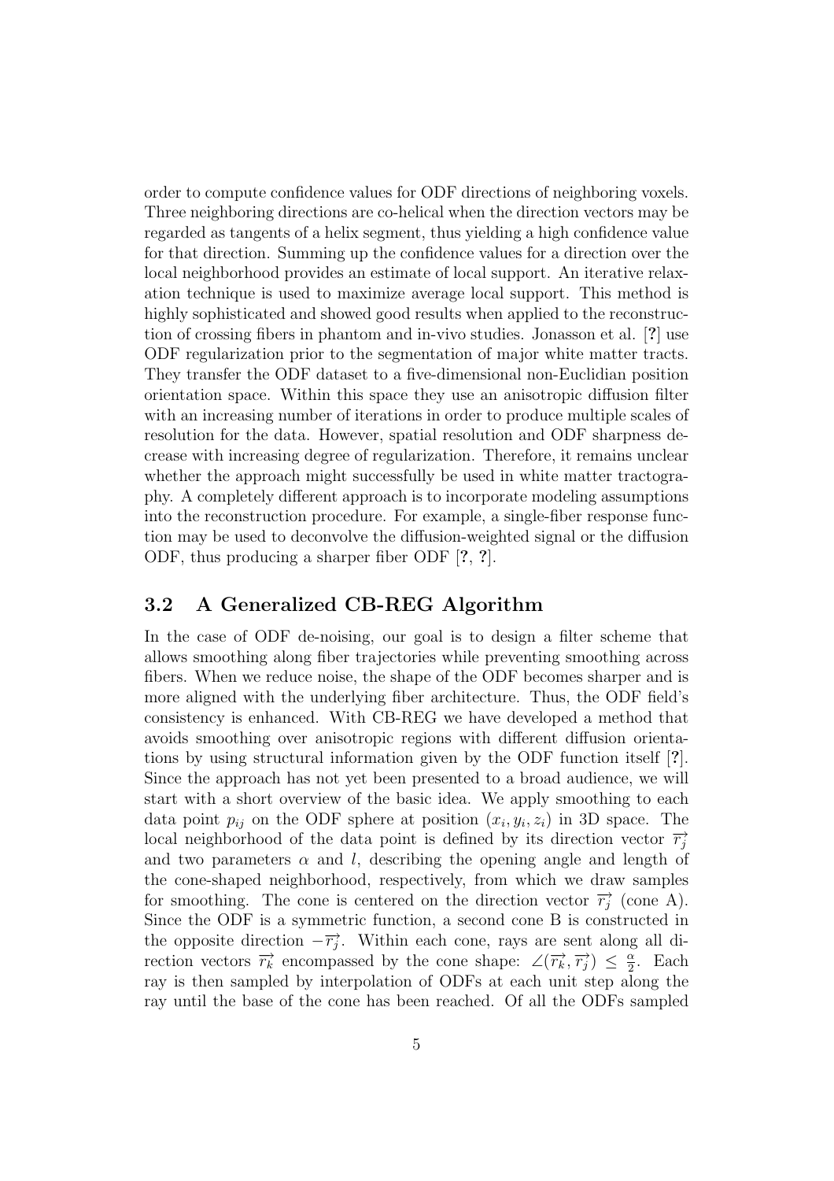order to compute confidence values for ODF directions of neighboring voxels. Three neighboring directions are co-helical when the direction vectors may be regarded as tangents of a helix segment, thus yielding a high confidence value for that direction. Summing up the confidence values for a direction over the local neighborhood provides an estimate of local support. An iterative relaxation technique is used to maximize average local support. This method is highly sophisticated and showed good results when applied to the reconstruction of crossing fibers in phantom and in-vivo studies. Jonasson et al. [?] use ODF regularization prior to the segmentation of major white matter tracts. They transfer the ODF dataset to a five-dimensional non-Euclidian position orientation space. Within this space they use an anisotropic diffusion filter with an increasing number of iterations in order to produce multiple scales of resolution for the data. However, spatial resolution and ODF sharpness decrease with increasing degree of regularization. Therefore, it remains unclear whether the approach might successfully be used in white matter tractography. A completely different approach is to incorporate modeling assumptions into the reconstruction procedure. For example, a single-fiber response function may be used to deconvolve the diffusion-weighted signal or the diffusion ODF, thus producing a sharper fiber ODF [?, ?].

### 3.2 A Generalized CB-REG Algorithm

In the case of ODF de-noising, our goal is to design a filter scheme that allows smoothing along fiber trajectories while preventing smoothing across fibers. When we reduce noise, the shape of the ODF becomes sharper and is more aligned with the underlying fiber architecture. Thus, the ODF field's consistency is enhanced. With CB-REG we have developed a method that avoids smoothing over anisotropic regions with different diffusion orientations by using structural information given by the ODF function itself [?]. Since the approach has not yet been presented to a broad audience, we will start with a short overview of the basic idea. We apply smoothing to each data point $p_{ij}$ on the ODF sphere at position $(x_i, y_i, z_i)$ in 3D space. The local neighborhood of the data point is defined by its direction vector $\overrightarrow{r_j}$ and two parameters $\alpha$ and $l$, describing the opening angle and length of the cone-shaped neighborhood, respectively, from which we draw samples for smoothing. The cone is centered on the direction vector $\overrightarrow{r_j}$ (cone A). Since the ODF is a symmetric function, a second cone B is constructed in the opposite direction $-\overrightarrow{r_j}$. Within each cone, rays are sent along all direction vectors $\overrightarrow{r_k}$ encompassed by the cone shape: $\angle(\overrightarrow{r_k}, \overrightarrow{r_j}) \leq \frac{\alpha}{2}$. Each ray is then sampled by interpolation of ODFs at each unit step along the ray until the base of the cone has been reached. Of all the ODFs sampled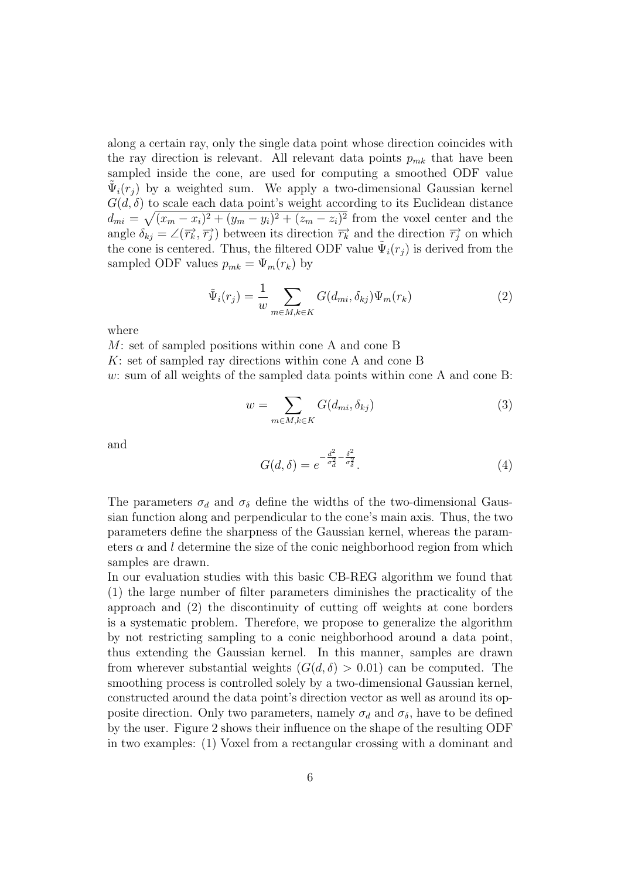along a certain ray, only the single data point whose direction coincides with the ray direction is relevant. All relevant data points $p_{mk}$ that have been sampled inside the cone, are used for computing a smoothed ODF value $\tilde{\Psi}_i(r_j)$ by a weighted sum. We apply a two-dimensional Gaussian kernel $G(d, \delta)$ to scale each data point's weight according to its Euclidean distance $d_{mi} = \sqrt{(x_m - x_i)^2 + (y_m - y_i)^2 + (z_m - z_i)^2}$ from the voxel center and the angle $\delta_{kj} = \angle(\overrightarrow{r_k}, \overrightarrow{r_j})$ between its direction $\overrightarrow{r_k}$ and the direction $\overrightarrow{r_j}$ on which the cone is centered. Thus, the filtered ODF value $\tilde{\Psi}_i(r_j)$ is derived from the sampled ODF values $p_{mk} = \Psi_m(r_k)$ by

$$\tilde{\Psi}_i(r_j) = \frac{1}{w} \sum_{m \in M, k \in K} G(d_{mi}, \delta_{kj}) \Psi_m(r_k) \tag{2}$$

where

$M$: set of sampled positions within cone A and cone B

$K$: set of sampled ray directions within cone A and cone B

$w$: sum of all weights of the sampled data points within cone A and cone B:

$$w = \sum_{m \in M, k \in K} G(d_{mi}, \delta_{kj}) \tag{3}$$

and

$$G(d, \delta) = e^{-\frac{d^2}{\sigma_d^2} - \frac{\delta^2}{\sigma_\delta^2}}. \tag{4}$$

The parameters $\sigma_d$ and $\sigma_\delta$ define the widths of the two-dimensional Gaussian function along and perpendicular to the cone's main axis. Thus, the two parameters define the sharpness of the Gaussian kernel, whereas the parameters $\alpha$ and $l$ determine the size of the conic neighborhood region from which samples are drawn.

In our evaluation studies with this basic CB-REG algorithm we found that (1) the large number of filter parameters diminishes the practicality of the approach and (2) the discontinuity of cutting off weights at cone borders is a systematic problem. Therefore, we propose to generalize the algorithm by not restricting sampling to a conic neighborhood around a data point, thus extending the Gaussian kernel. In this manner, samples are drawn from wherever substantial weights ($G(d, \delta) > 0.01$) can be computed. The smoothing process is controlled solely by a two-dimensional Gaussian kernel, constructed around the data point's direction vector as well as around its opposite direction. Only two parameters, namely $\sigma_d$ and $\sigma_\delta$, have to be defined by the user. Figure 2 shows their influence on the shape of the resulting ODF in two examples: (1) Voxel from a rectangular crossing with a dominant and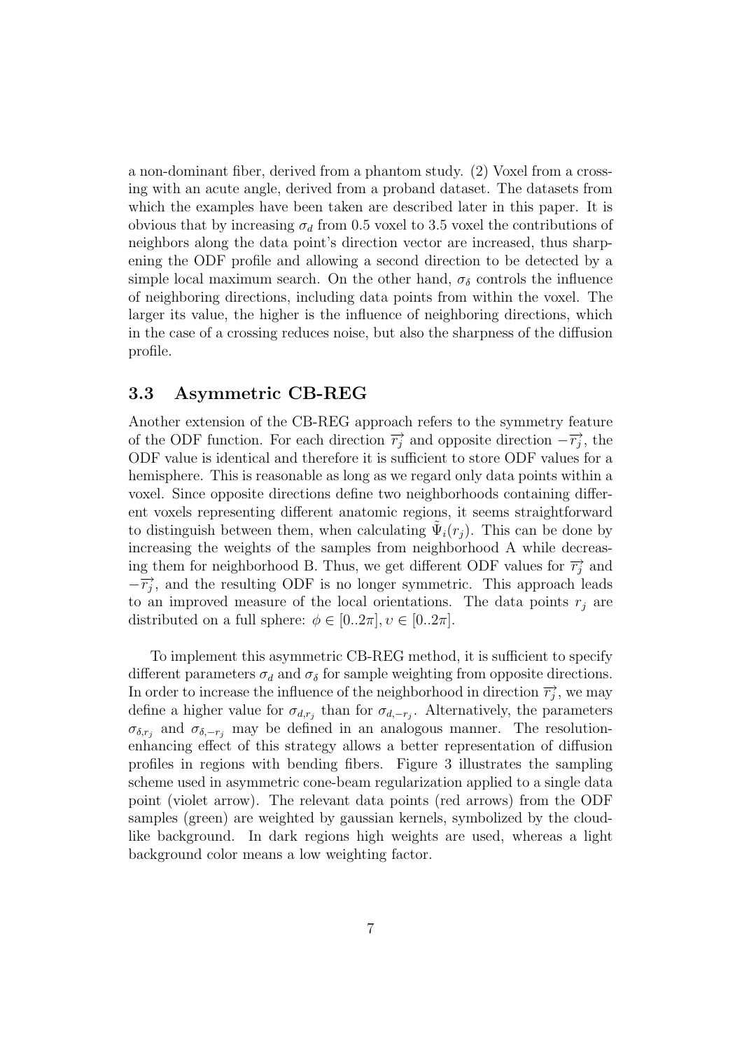a non-dominant fiber, derived from a phantom study. (2) Voxel from a crossing with an acute angle, derived from a proband dataset. The datasets from which the examples have been taken are described later in this paper. It is obvious that by increasing $\sigma_d$ from 0.5 voxel to 3.5 voxel the contributions of neighbors along the data point's direction vector are increased, thus sharpening the ODF profile and allowing a second direction to be detected by a simple local maximum search. On the other hand, $\sigma_\delta$ controls the influence of neighboring directions, including data points from within the voxel. The larger its value, the higher is the influence of neighboring directions, which in the case of a crossing reduces noise, but also the sharpness of the diffusion profile.

### 3.3 Asymmetric CB-REG

Another extension of the CB-REG approach refers to the symmetry feature of the ODF function. For each direction $\overrightarrow{r_j}$ and opposite direction $-\overrightarrow{r_j}$, the ODF value is identical and therefore it is sufficient to store ODF values for a hemisphere. This is reasonable as long as we regard only data points within a voxel. Since opposite directions define two neighborhoods containing different voxels representing different anatomic regions, it seems straightforward to distinguish between them, when calculating $\tilde{\Psi}_i(r_j)$. This can be done by increasing the weights of the samples from neighborhood A while decreasing them for neighborhood B. Thus, we get different ODF values for $\overrightarrow{r_j}$ and $-\overrightarrow{r_j}$, and the resulting ODF is no longer symmetric. This approach leads to an improved measure of the local orientations. The data points $r_j$ are distributed on a full sphere: $\phi \in [0..2\pi], \upsilon \in [0..2\pi]$.

To implement this asymmetric CB-REG method, it is sufficient to specify different parameters $\sigma_d$ and $\sigma_\delta$ for sample weighting from opposite directions. In order to increase the influence of the neighborhood in direction $\overrightarrow{r_j}$, we may define a higher value for $\sigma_{d,r_j}$ than for $\sigma_{d,-r_j}$. Alternatively, the parameters $\sigma_{\delta,r_j}$ and $\sigma_{\delta,-r_j}$ may be defined in an analogous manner. The resolution-enhancing effect of this strategy allows a better representation of diffusion profiles in regions with bending fibers. Figure 3 illustrates the sampling scheme used in asymmetric cone-beam regularization applied to a single data point (violet arrow). The relevant data points (red arrows) from the ODF samples (green) are weighted by gaussian kernels, symbolized by the cloud-like background. In dark regions high weights are used, whereas a light background color means a low weighting factor.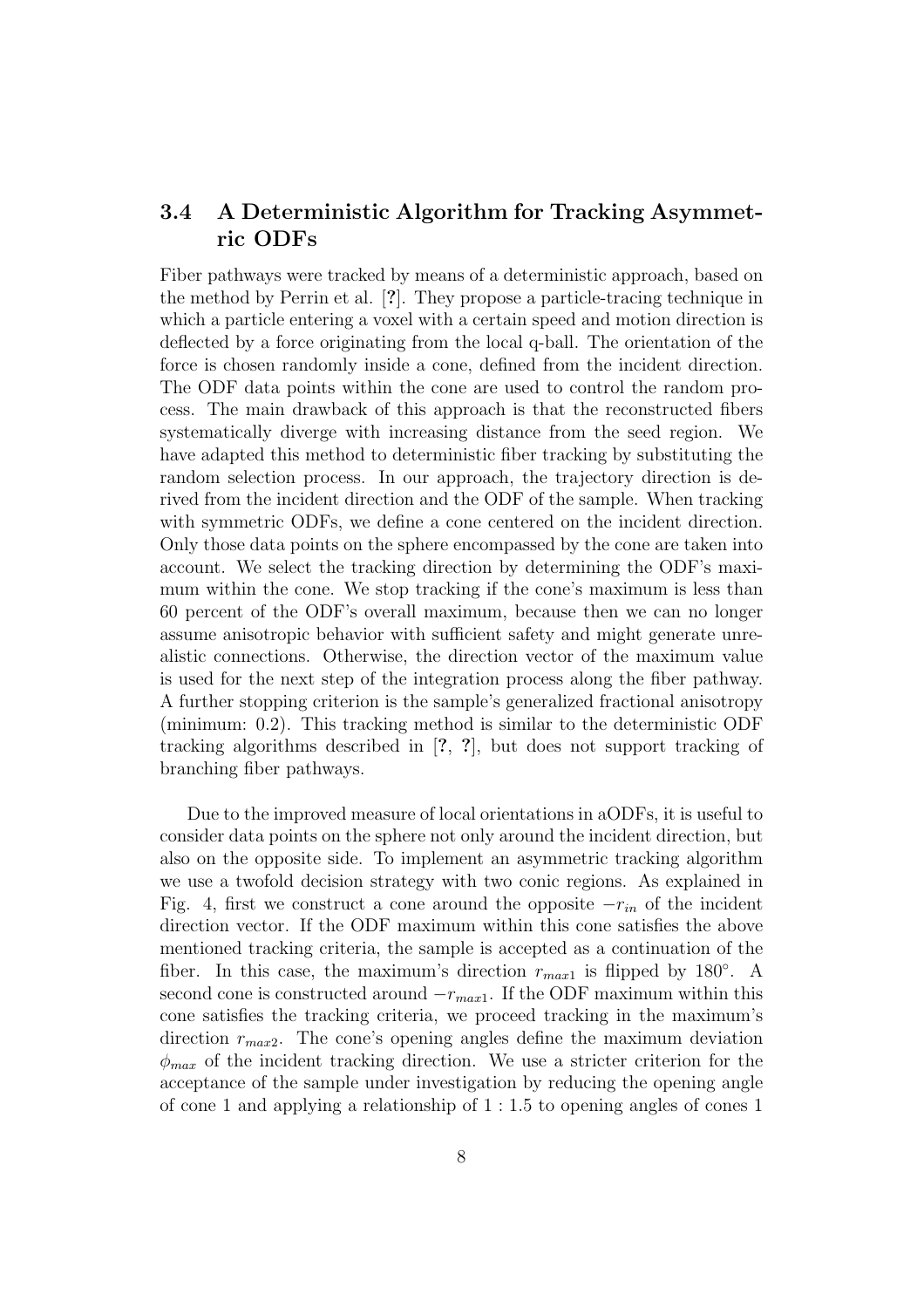### 3.4 A Deterministic Algorithm for Tracking Asymmetric ODFs

Fiber pathways were tracked by means of a deterministic approach, based on the method by Perrin et al. [**?**]. They propose a particle-tracing technique in which a particle entering a voxel with a certain speed and motion direction is deflected by a force originating from the local q-ball. The orientation of the force is chosen randomly inside a cone, defined from the incident direction. The ODF data points within the cone are used to control the random process. The main drawback of this approach is that the reconstructed fibers systematically diverge with increasing distance from the seed region. We have adapted this method to deterministic fiber tracking by substituting the random selection process. In our approach, the trajectory direction is derived from the incident direction and the ODF of the sample. When tracking with symmetric ODFs, we define a cone centered on the incident direction. Only those data points on the sphere encompassed by the cone are taken into account. We select the tracking direction by determining the ODF's maximum within the cone. We stop tracking if the cone's maximum is less than 60 percent of the ODF's overall maximum, because then we can no longer assume anisotropic behavior with sufficient safety and might generate unrealistic connections. Otherwise, the direction vector of the maximum value is used for the next step of the integration process along the fiber pathway. A further stopping criterion is the sample's generalized fractional anisotropy (minimum: 0.2). This tracking method is similar to the deterministic ODF tracking algorithms described in [**?**, **?**], but does not support tracking of branching fiber pathways.

Due to the improved measure of local orientations in aODFs, it is useful to consider data points on the sphere not only around the incident direction, but also on the opposite side. To implement an asymmetric tracking algorithm we use a twofold decision strategy with two conic regions. As explained in Fig. 4, first we construct a cone around the opposite $-r_{in}$ of the incident direction vector. If the ODF maximum within this cone satisfies the above mentioned tracking criteria, the sample is accepted as a continuation of the fiber. In this case, the maximum's direction $r_{max1}$ is flipped by 180°. A second cone is constructed around $-r_{max1}$. If the ODF maximum within this cone satisfies the tracking criteria, we proceed tracking in the maximum's direction $r_{max2}$. The cone's opening angles define the maximum deviation $\phi_{max}$ of the incident tracking direction. We use a stricter criterion for the acceptance of the sample under investigation by reducing the opening angle of cone 1 and applying a relationship of 1 : 1.5 to opening angles of cones 1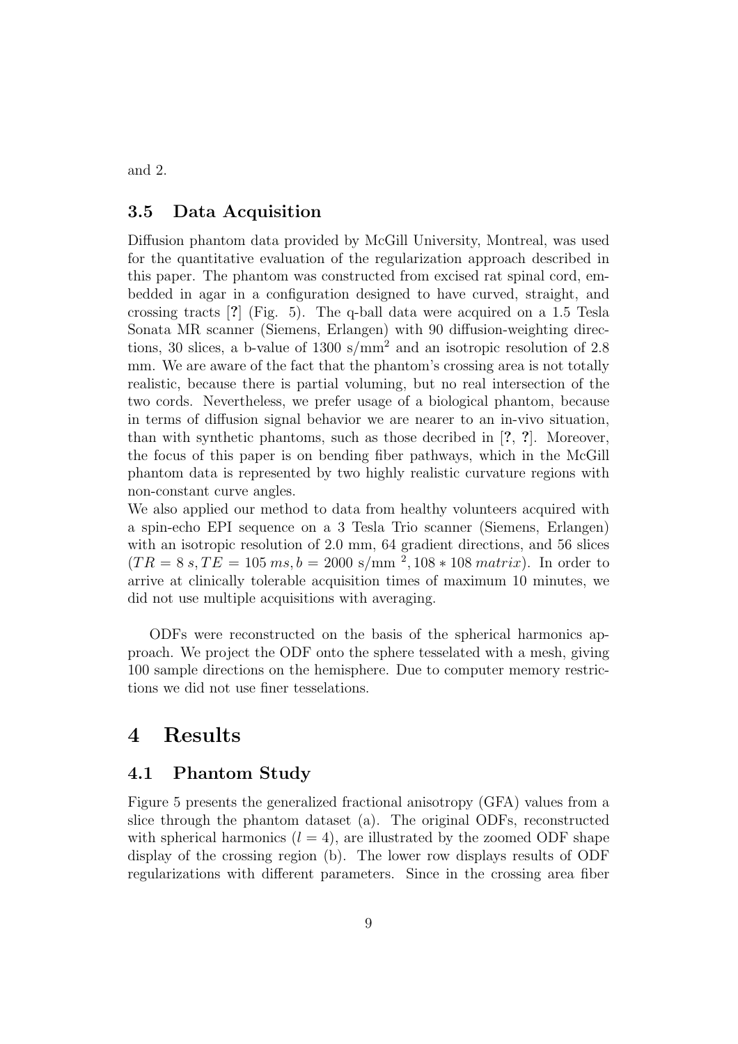and 2.

### 3.5 Data Acquisition

Diffusion phantom data provided by McGill University, Montreal, was used for the quantitative evaluation of the regularization approach described in this paper. The phantom was constructed from excised rat spinal cord, embedded in agar in a configuration designed to have curved, straight, and crossing tracts [**?**] (Fig. 5). The q-ball data were acquired on a 1.5 Tesla Sonata MR scanner (Siemens, Erlangen) with 90 diffusion-weighting directions, 30 slices, a b-value of 1300 s/mm$^2$ and an isotropic resolution of 2.8 mm. We are aware of the fact that the phantom's crossing area is not totally realistic, because there is partial voluming, but no real intersection of the two cords. Nevertheless, we prefer usage of a biological phantom, because in terms of diffusion signal behavior we are nearer to an in-vivo situation, than with synthetic phantoms, such as those decribed in [**?**, **?**]. Moreover, the focus of this paper is on bending fiber pathways, which in the McGill phantom data is represented by two highly realistic curvature regions with non-constant curve angles.
We also applied our method to data from healthy volunteers acquired with a spin-echo EPI sequence on a 3 Tesla Trio scanner (Siemens, Erlangen) with an isotropic resolution of 2.0 mm, 64 gradient directions, and 56 slices ($TR = 8\,s, TE = 105\,ms, b = 2000$ s/mm $^2, 108 * 108\,matrix$). In order to arrive at clinically tolerable acquisition times of maximum 10 minutes, we did not use multiple acquisitions with averaging.

ODFs were reconstructed on the basis of the spherical harmonics approach. We project the ODF onto the sphere tesselated with a mesh, giving 100 sample directions on the hemisphere. Due to computer memory restrictions we did not use finer tesselations.

## 4 Results

### 4.1 Phantom Study

Figure 5 presents the generalized fractional anisotropy (GFA) values from a slice through the phantom dataset (a). The original ODFs, reconstructed with spherical harmonics ($l = 4$), are illustrated by the zoomed ODF shape display of the crossing region (b). The lower row displays results of ODF regularizations with different parameters. Since in the crossing area fiber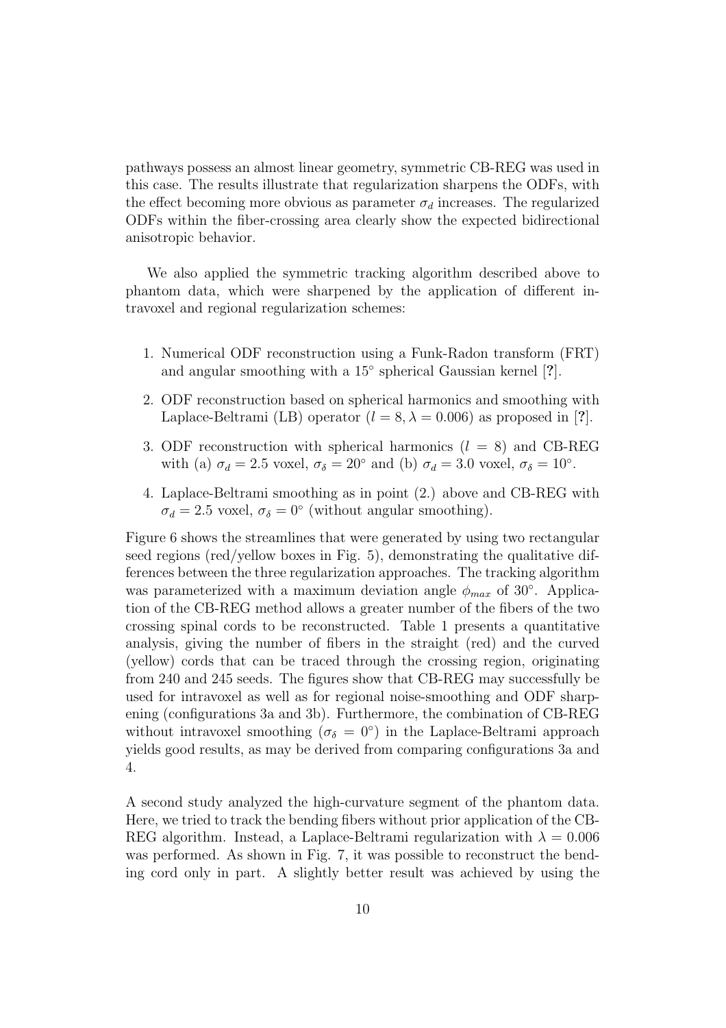pathways possess an almost linear geometry, symmetric CB-REG was used in this case. The results illustrate that regularization sharpens the ODFs, with the effect becoming more obvious as parameter $\sigma_d$ increases. The regularized ODFs within the fiber-crossing area clearly show the expected bidirectional anisotropic behavior.

We also applied the symmetric tracking algorithm described above to phantom data, which were sharpened by the application of different intravoxel and regional regularization schemes:

1. Numerical ODF reconstruction using a Funk-Radon transform (FRT) and angular smoothing with a $15^\circ$ spherical Gaussian kernel [?].
2. ODF reconstruction based on spherical harmonics and smoothing with Laplace-Beltrami (LB) operator ($l = 8, \lambda = 0.006$) as proposed in [?].
3. ODF reconstruction with spherical harmonics ($l = 8$) and CB-REG with (a) $\sigma_d = 2.5$ voxel, $\sigma_\delta = 20^\circ$ and (b) $\sigma_d = 3.0$ voxel, $\sigma_\delta = 10^\circ$.
4. Laplace-Beltrami smoothing as in point (2.) above and CB-REG with $\sigma_d = 2.5$ voxel, $\sigma_\delta = 0^\circ$ (without angular smoothing).

Figure 6 shows the streamlines that were generated by using two rectangular seed regions (red/yellow boxes in Fig. 5), demonstrating the qualitative differences between the three regularization approaches. The tracking algorithm was parameterized with a maximum deviation angle $\phi_{max}$ of $30^\circ$. Application of the CB-REG method allows a greater number of the fibers of the two crossing spinal cords to be reconstructed. Table 1 presents a quantitative analysis, giving the number of fibers in the straight (red) and the curved (yellow) cords that can be traced through the crossing region, originating from 240 and 245 seeds. The figures show that CB-REG may successfully be used for intravoxel as well as for regional noise-smoothing and ODF sharpening (configurations 3a and 3b). Furthermore, the combination of CB-REG without intravoxel smoothing ($\sigma_\delta = 0^\circ$) in the Laplace-Beltrami approach yields good results, as may be derived from comparing configurations 3a and 4.

A second study analyzed the high-curvature segment of the phantom data. Here, we tried to track the bending fibers without prior application of the CB-REG algorithm. Instead, a Laplace-Beltrami regularization with $\lambda = 0.006$ was performed. As shown in Fig. 7, it was possible to reconstruct the bending cord only in part. A slightly better result was achieved by using the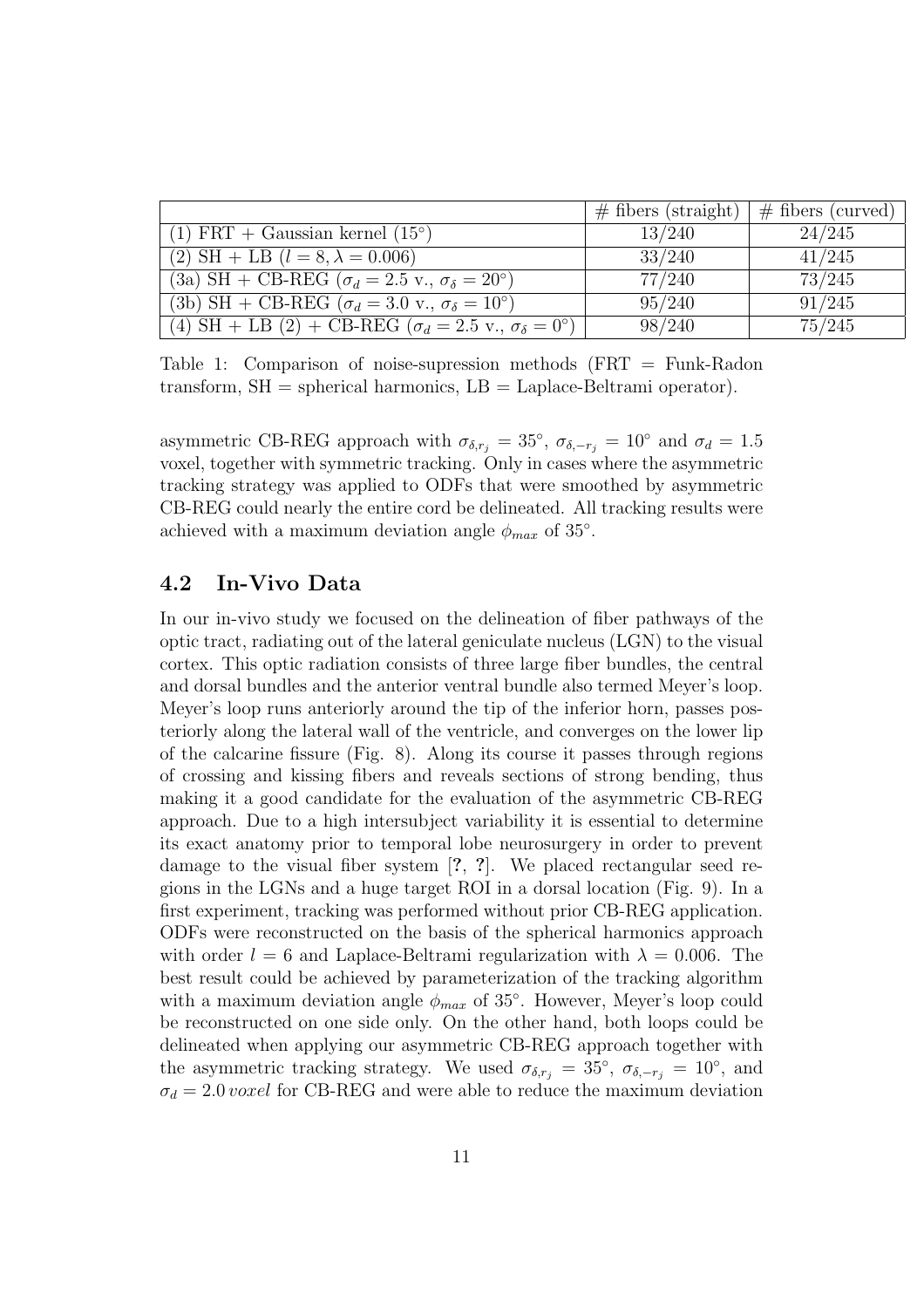| | # fibers (straight) | # fibers (curved) |
|---|---|---|
| (1) FRT + Gaussian kernel (15°) | 13/240 | 24/245 |
| (2) SH + LB ($l = 8, \lambda = 0.006$) | 33/240 | 41/245 |
| (3a) SH + CB-REG ($\sigma_d = 2.5$ v., $\sigma_\delta = 20°$) | 77/240 | 73/245 |
| (3b) SH + CB-REG ($\sigma_d = 3.0$ v., $\sigma_\delta = 10°$) | 95/240 | 91/245 |
| (4) SH + LB (2) + CB-REG ($\sigma_d = 2.5$ v., $\sigma_\delta = 0°$) | 98/240 | 75/245 |

Table 1: Comparison of noise-supression methods (FRT = Funk-Radon transform, SH = spherical harmonics, LB = Laplace-Beltrami operator).

asymmetric CB-REG approach with $\sigma_{\delta,r_j} = 35°$, $\sigma_{\delta,-r_j} = 10°$ and $\sigma_d = 1.5$ voxel, together with symmetric tracking. Only in cases where the asymmetric tracking strategy was applied to ODFs that were smoothed by asymmetric CB-REG could nearly the entire cord be delineated. All tracking results were achieved with a maximum deviation angle $\phi_{max}$ of 35°.

## 4.2 In-Vivo Data

In our in-vivo study we focused on the delineation of fiber pathways of the optic tract, radiating out of the lateral geniculate nucleus (LGN) to the visual cortex. This optic radiation consists of three large fiber bundles, the central and dorsal bundles and the anterior ventral bundle also termed Meyer's loop. Meyer's loop runs anteriorly around the tip of the inferior horn, passes posteriorly along the lateral wall of the ventricle, and converges on the lower lip of the calcarine fissure (Fig. 8). Along its course it passes through regions of crossing and kissing fibers and reveals sections of strong bending, thus making it a good candidate for the evaluation of the asymmetric CB-REG approach. Due to a high intersubject variability it is essential to determine its exact anatomy prior to temporal lobe neurosurgery in order to prevent damage to the visual fiber system [?, ?]. We placed rectangular seed regions in the LGNs and a huge target ROI in a dorsal location (Fig. 9). In a first experiment, tracking was performed without prior CB-REG application. ODFs were reconstructed on the basis of the spherical harmonics approach with order $l = 6$ and Laplace-Beltrami regularization with $\lambda = 0.006$. The best result could be achieved by parameterization of the tracking algorithm with a maximum deviation angle $\phi_{max}$ of 35°. However, Meyer's loop could be reconstructed on one side only. On the other hand, both loops could be delineated when applying our asymmetric CB-REG approach together with the asymmetric tracking strategy. We used $\sigma_{\delta,r_j} = 35°$, $\sigma_{\delta,-r_j} = 10°$, and $\sigma_d = 2.0\,voxel$ for CB-REG and were able to reduce the maximum deviation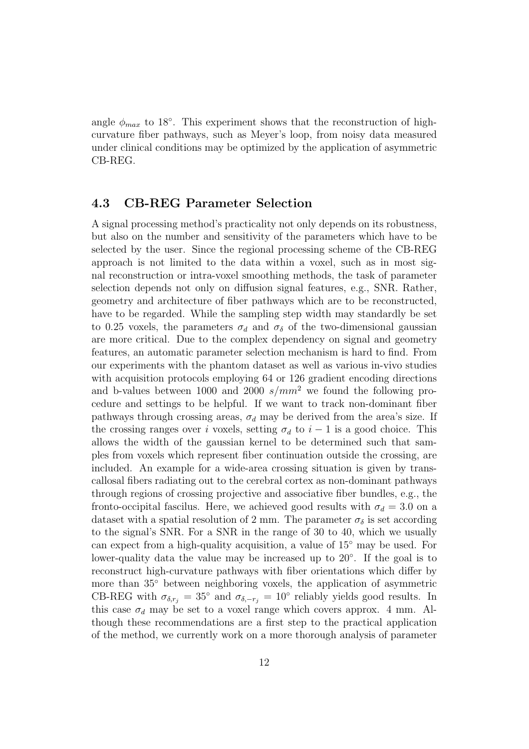angle $\phi_{max}$ to 18°. This experiment shows that the reconstruction of high-curvature fiber pathways, such as Meyer's loop, from noisy data measured under clinical conditions may be optimized by the application of asymmetric CB-REG.

### 4.3 CB-REG Parameter Selection

A signal processing method's practicality not only depends on its robustness, but also on the number and sensitivity of the parameters which have to be selected by the user. Since the regional processing scheme of the CB-REG approach is not limited to the data within a voxel, such as in most signal reconstruction or intra-voxel smoothing methods, the task of parameter selection depends not only on diffusion signal features, e.g., SNR. Rather, geometry and architecture of fiber pathways which are to be reconstructed, have to be regarded. While the sampling step width may standardly be set to 0.25 voxels, the parameters $\sigma_d$ and $\sigma_\delta$ of the two-dimensional gaussian are more critical. Due to the complex dependency on signal and geometry features, an automatic parameter selection mechanism is hard to find. From our experiments with the phantom dataset as well as various in-vivo studies with acquisition protocols employing 64 or 126 gradient encoding directions and b-values between 1000 and 2000 $s/mm^2$ we found the following procedure and settings to be helpful. If we want to track non-dominant fiber pathways through crossing areas, $\sigma_d$ may be derived from the area's size. If the crossing ranges over $i$ voxels, setting $\sigma_d$ to $i - 1$ is a good choice. This allows the width of the gaussian kernel to be determined such that samples from voxels which represent fiber continuation outside the crossing, are included. An example for a wide-area crossing situation is given by transcallosal fibers radiating out to the cerebral cortex as non-dominant pathways through regions of crossing projective and associative fiber bundles, e.g., the fronto-occipital fascilus. Here, we achieved good results with $\sigma_d = 3.0$ on a dataset with a spatial resolution of 2 mm. The parameter $\sigma_\delta$ is set according to the signal's SNR. For a SNR in the range of 30 to 40, which we usually can expect from a high-quality acquisition, a value of 15° may be used. For lower-quality data the value may be increased up to 20°. If the goal is to reconstruct high-curvature pathways with fiber orientations which differ by more than 35° between neighboring voxels, the application of asymmetric CB-REG with $\sigma_{\delta,r_j} = 35°$ and $\sigma_{\delta,-r_j} = 10°$ reliably yields good results. In this case $\sigma_d$ may be set to a voxel range which covers approx. 4 mm. Although these recommendations are a first step to the practical application of the method, we currently work on a more thorough analysis of parameter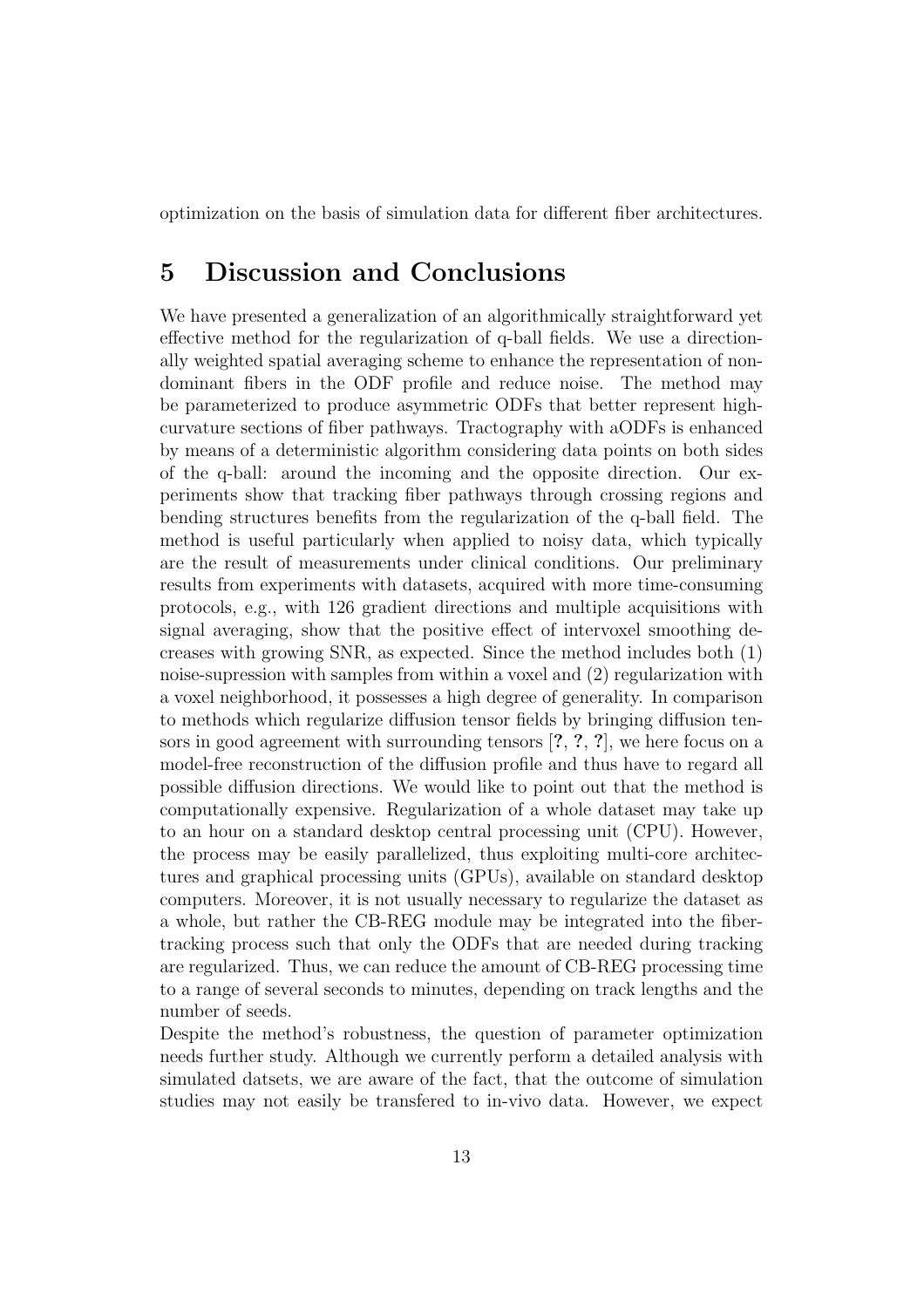optimization on the basis of simulation data for different fiber architectures.

# 5 Discussion and Conclusions

We have presented a generalization of an algorithmically straightforward yet effective method for the regularization of q-ball fields. We use a directionally weighted spatial averaging scheme to enhance the representation of non-dominant fibers in the ODF profile and reduce noise. The method may be parameterized to produce asymmetric ODFs that better represent high-curvature sections of fiber pathways. Tractography with aODFs is enhanced by means of a deterministic algorithm considering data points on both sides of the q-ball: around the incoming and the opposite direction. Our experiments show that tracking fiber pathways through crossing regions and bending structures benefits from the regularization of the q-ball field. The method is useful particularly when applied to noisy data, which typically are the result of measurements under clinical conditions. Our preliminary results from experiments with datasets, acquired with more time-consuming protocols, e.g., with 126 gradient directions and multiple acquisitions with signal averaging, show that the positive effect of intervoxel smoothing decreases with growing SNR, as expected. Since the method includes both (1) noise-supression with samples from within a voxel and (2) regularization with a voxel neighborhood, it possesses a high degree of generality. In comparison to methods which regularize diffusion tensor fields by bringing diffusion tensors in good agreement with surrounding tensors [**?**, **?**, **?**], we here focus on a model-free reconstruction of the diffusion profile and thus have to regard all possible diffusion directions. We would like to point out that the method is computationally expensive. Regularization of a whole dataset may take up to an hour on a standard desktop central processing unit (CPU). However, the process may be easily parallelized, thus exploiting multi-core architectures and graphical processing units (GPUs), available on standard desktop computers. Moreover, it is not usually necessary to regularize the dataset as a whole, but rather the CB-REG module may be integrated into the fiber-tracking process such that only the ODFs that are needed during tracking are regularized. Thus, we can reduce the amount of CB-REG processing time to a range of several seconds to minutes, depending on track lengths and the number of seeds.

Despite the method's robustness, the question of parameter optimization needs further study. Although we currently perform a detailed analysis with simulated datsets, we are aware of the fact, that the outcome of simulation studies may not easily be transfered to in-vivo data. However, we expect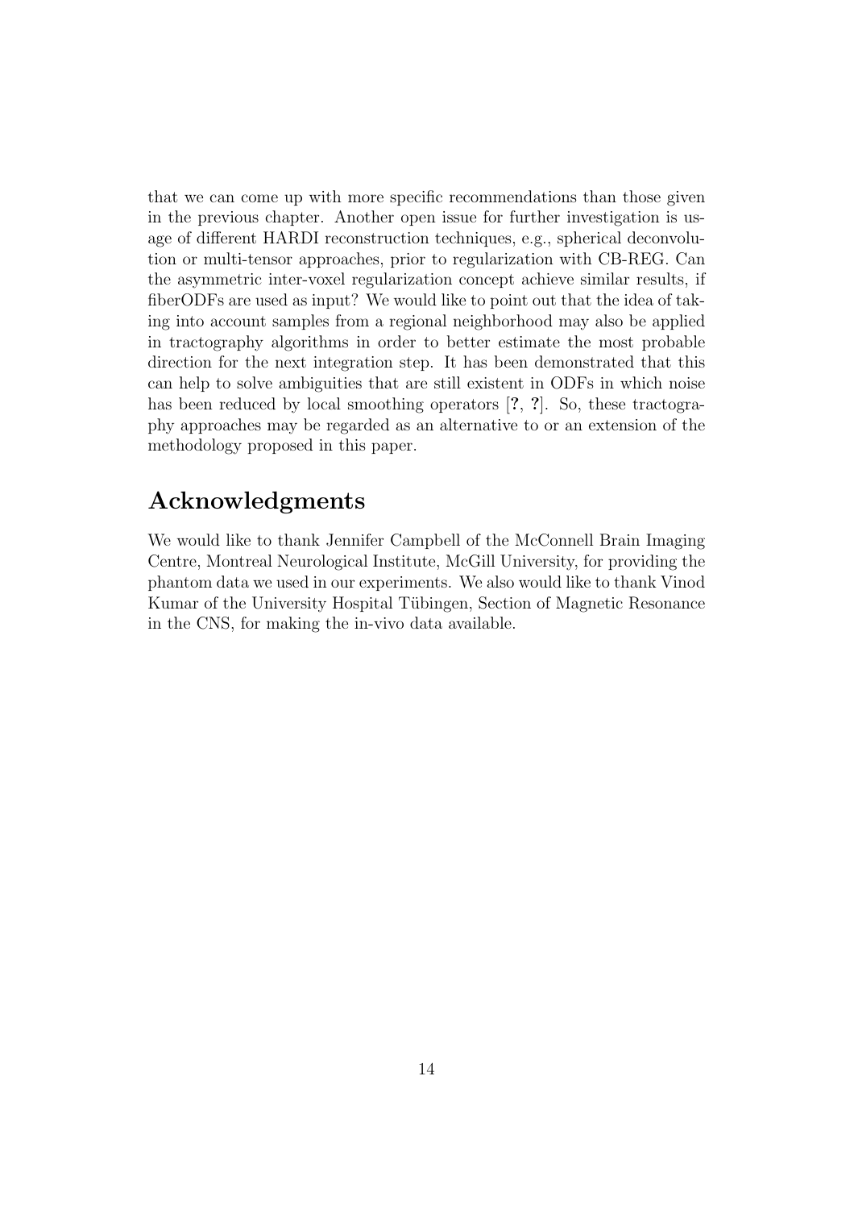that we can come up with more specific recommendations than those given in the previous chapter. Another open issue for further investigation is usage of different HARDI reconstruction techniques, e.g., spherical deconvolution or multi-tensor approaches, prior to regularization with CB-REG. Can the asymmetric inter-voxel regularization concept achieve similar results, if fiberODFs are used as input? We would like to point out that the idea of taking into account samples from a regional neighborhood may also be applied in tractography algorithms in order to better estimate the most probable direction for the next integration step. It has been demonstrated that this can help to solve ambiguities that are still existent in ODFs in which noise has been reduced by local smoothing operators [**?**, **?**]. So, these tractography approaches may be regarded as an alternative to or an extension of the methodology proposed in this paper.

# Acknowledgments

We would like to thank Jennifer Campbell of the McConnell Brain Imaging Centre, Montreal Neurological Institute, McGill University, for providing the phantom data we used in our experiments. We also would like to thank Vinod Kumar of the University Hospital Tübingen, Section of Magnetic Resonance in the CNS, for making the in-vivo data available.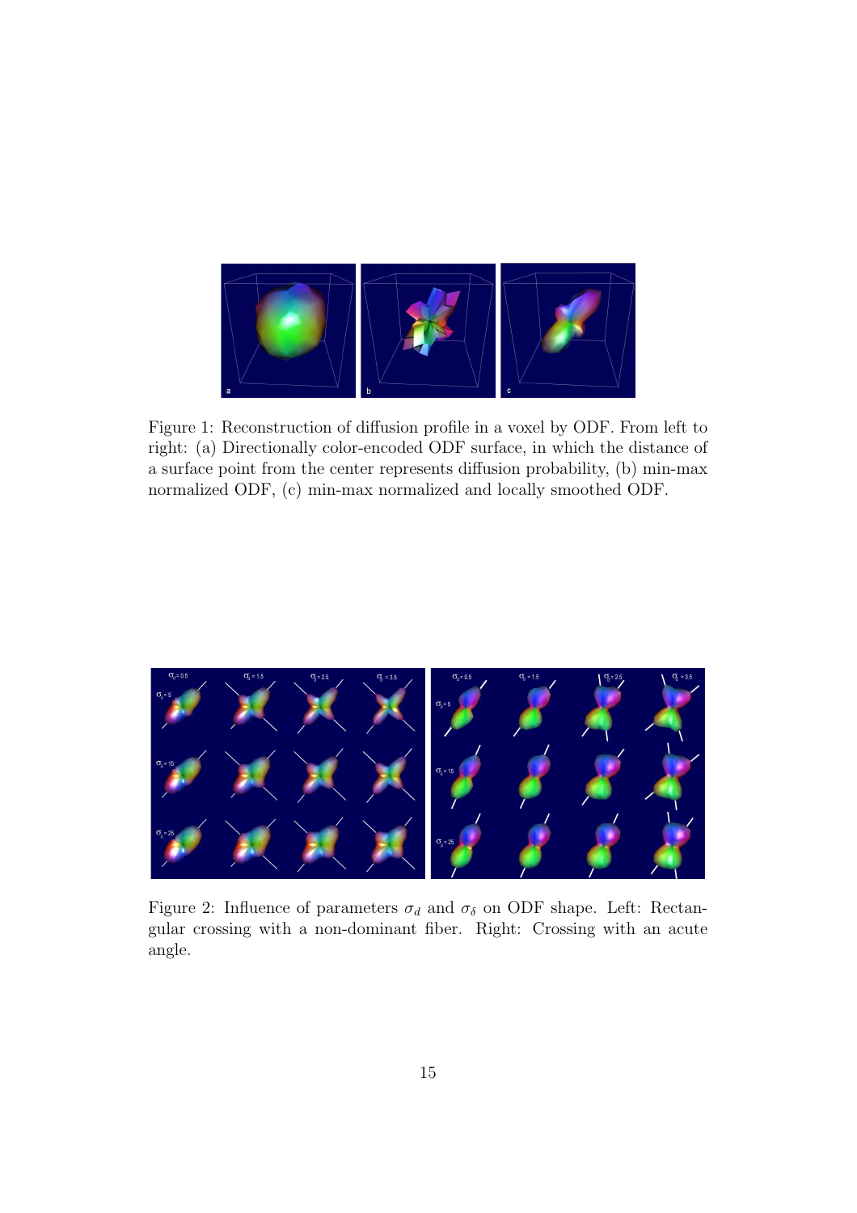Figure 1: Reconstruction of diffusion profile in a voxel by ODF. From left to right: (a) Directionally color-encoded ODF surface, in which the distance of a surface point from the center represents diffusion probability, (b) min-max normalized ODF, (c) min-max normalized and locally smoothed ODF.

Figure 2: Influence of parameters $\sigma_d$ and $\sigma_\delta$ on ODF shape. Left: Rectangular crossing with a non-dominant fiber. Right: Crossing with an acute angle.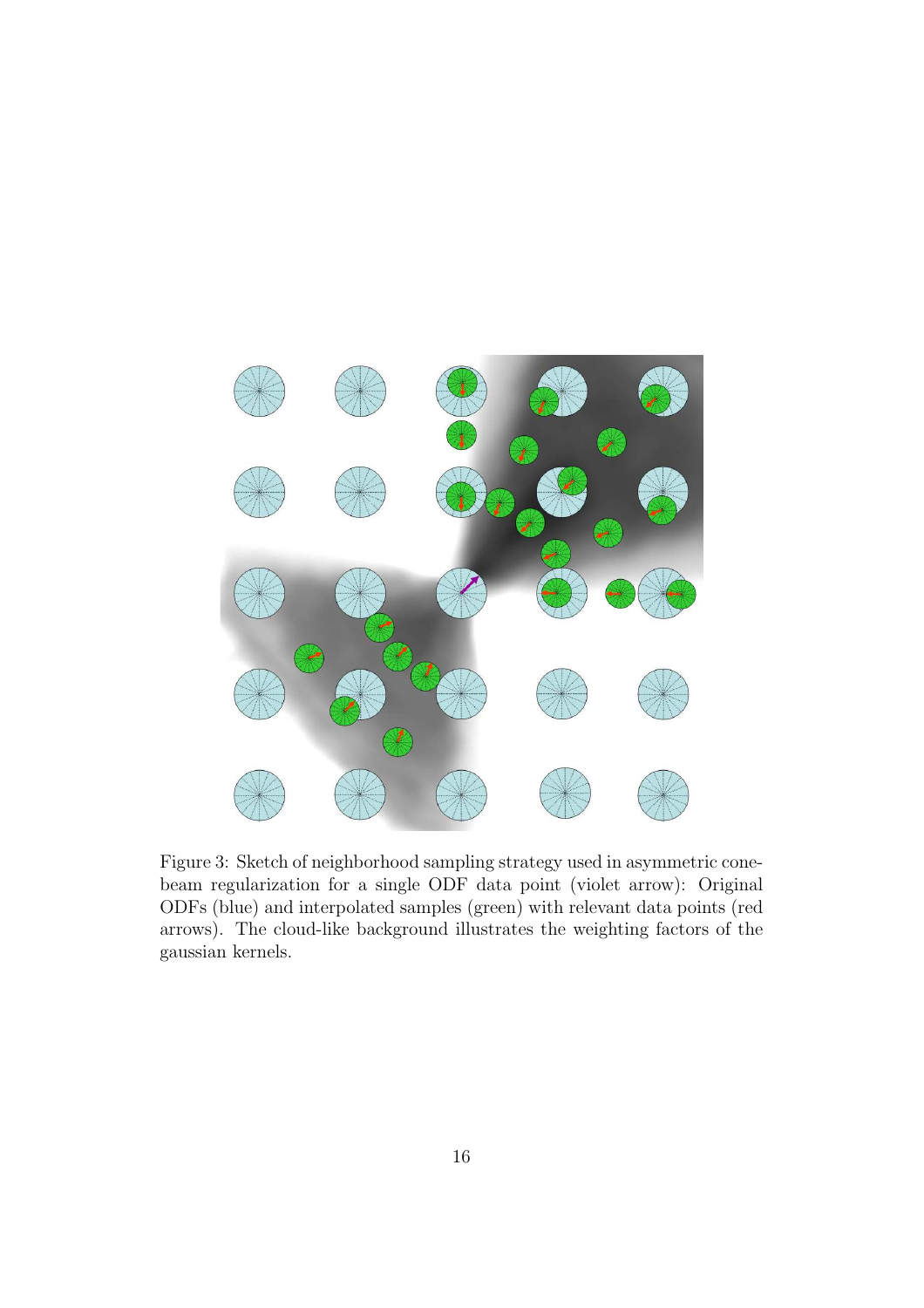Figure 3: Sketch of neighborhood sampling strategy used in asymmetric cone-beam regularization for a single ODF data point (violet arrow): Original ODFs (blue) and interpolated samples (green) with relevant data points (red arrows). The cloud-like background illustrates the weighting factors of the gaussian kernels.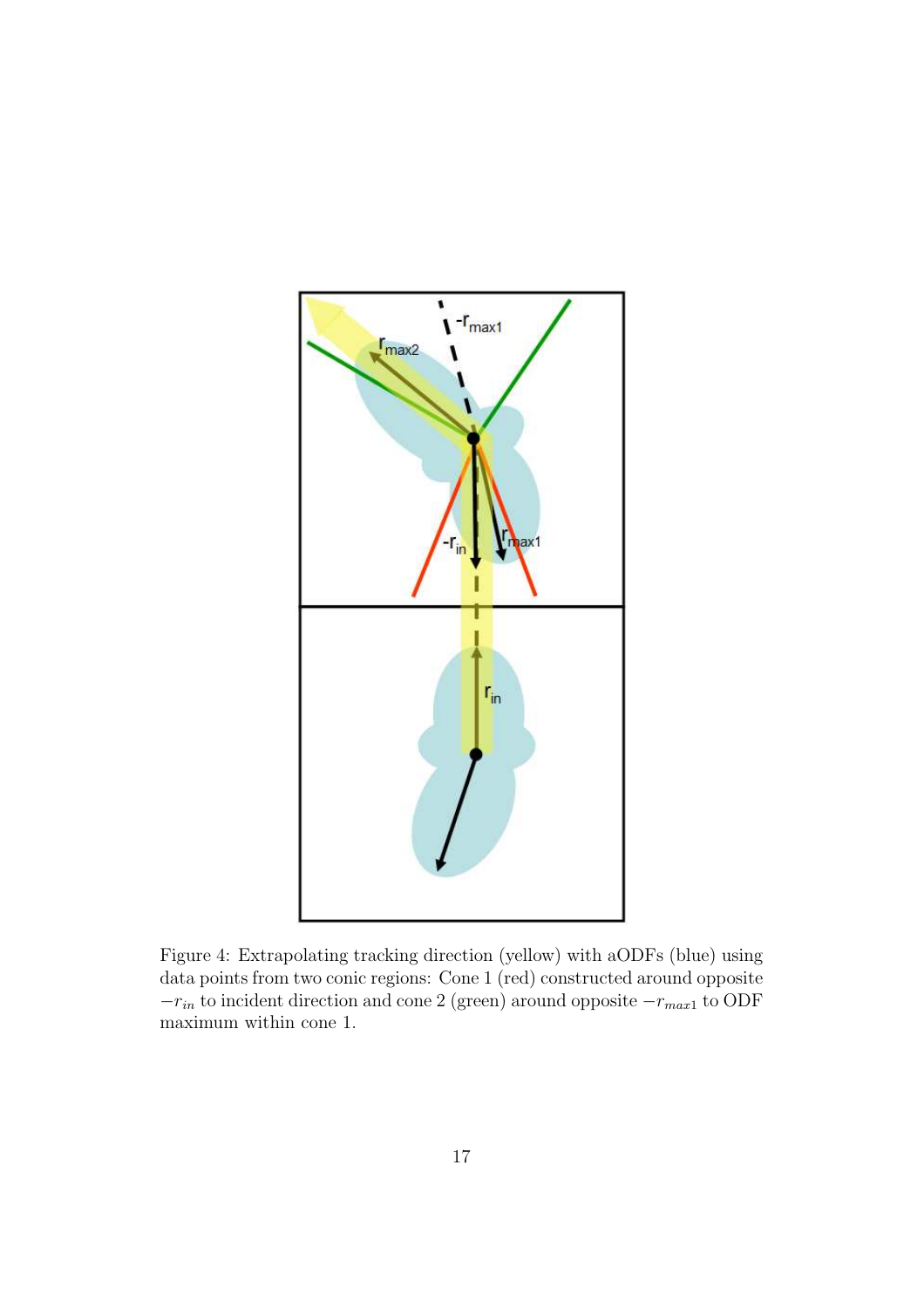Figure 4: Extrapolating tracking direction (yellow) with aODFs (blue) using data points from two conic regions: Cone 1 (red) constructed around opposite $-r_{in}$ to incident direction and cone 2 (green) around opposite $-r_{max1}$ to ODF maximum within cone 1.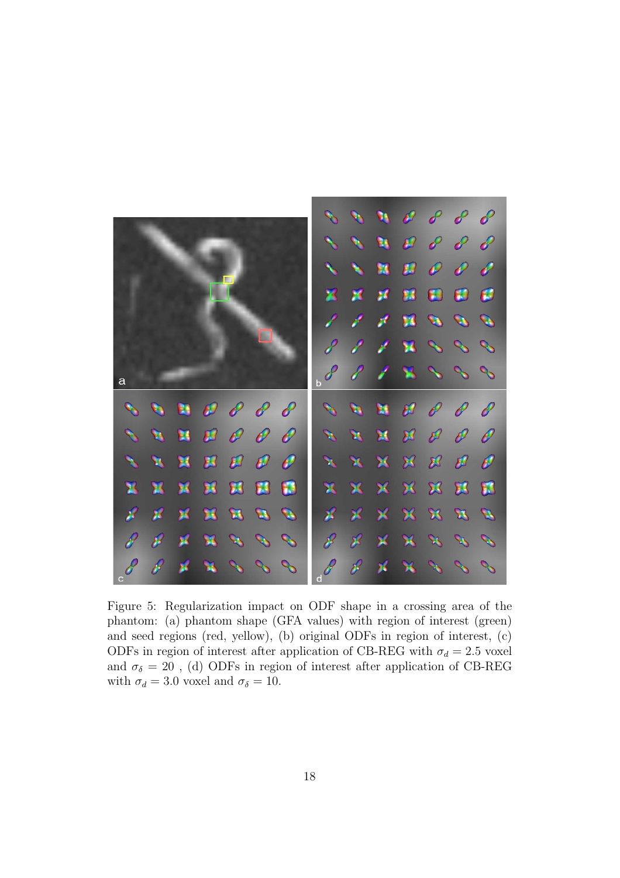Figure 5: Regularization impact on ODF shape in a crossing area of the phantom: (a) phantom shape (GFA values) with region of interest (green) and seed regions (red, yellow), (b) original ODFs in region of interest, (c) ODFs in region of interest after application of CB-REG with $\sigma_d = 2.5$ voxel and $\sigma_\delta = 20$ , (d) ODFs in region of interest after application of CB-REG with $\sigma_d = 3.0$ voxel and $\sigma_\delta = 10$.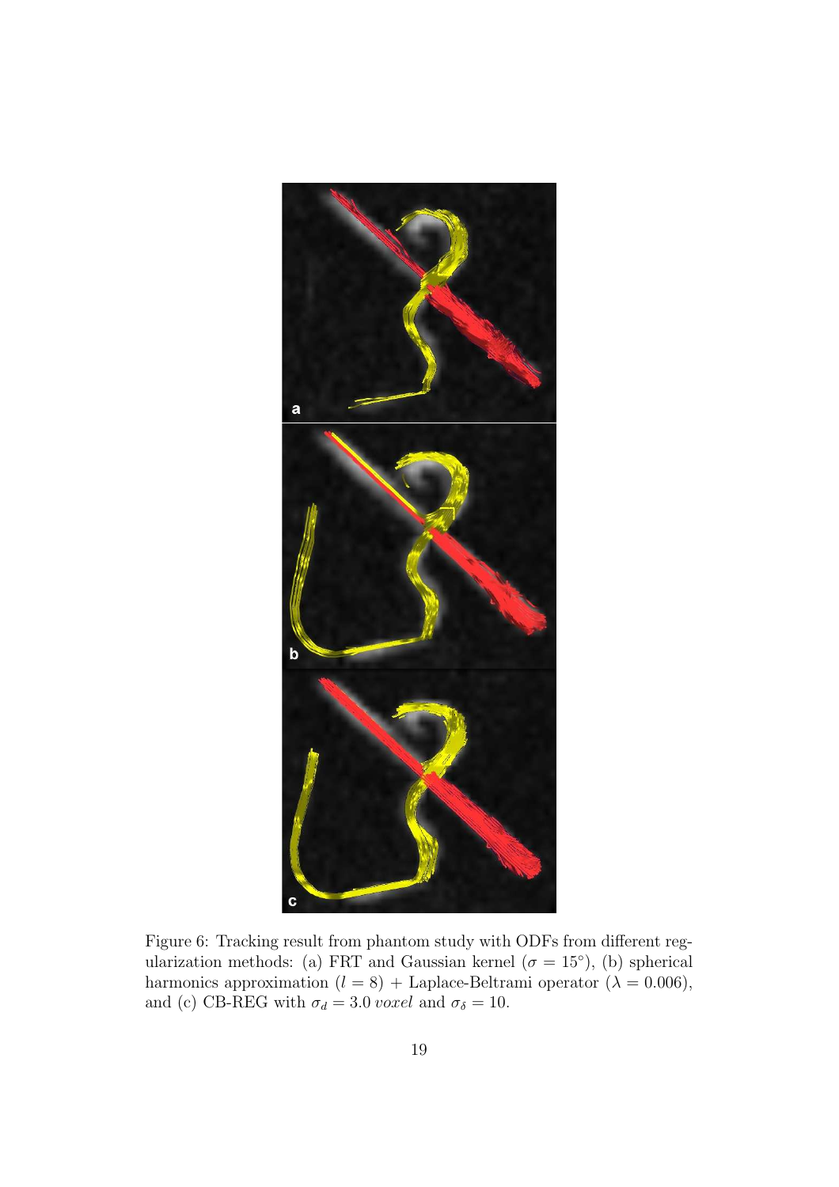Figure 6: Tracking result from phantom study with ODFs from different regularization methods: (a) FRT and Gaussian kernel ($\sigma = 15°$), (b) spherical harmonics approximation ($l = 8$) + Laplace-Beltrami operator ($\lambda = 0.006$), and (c) CB-REG with $\sigma_d = 3.0\,voxel$ and $\sigma_\delta = 10$.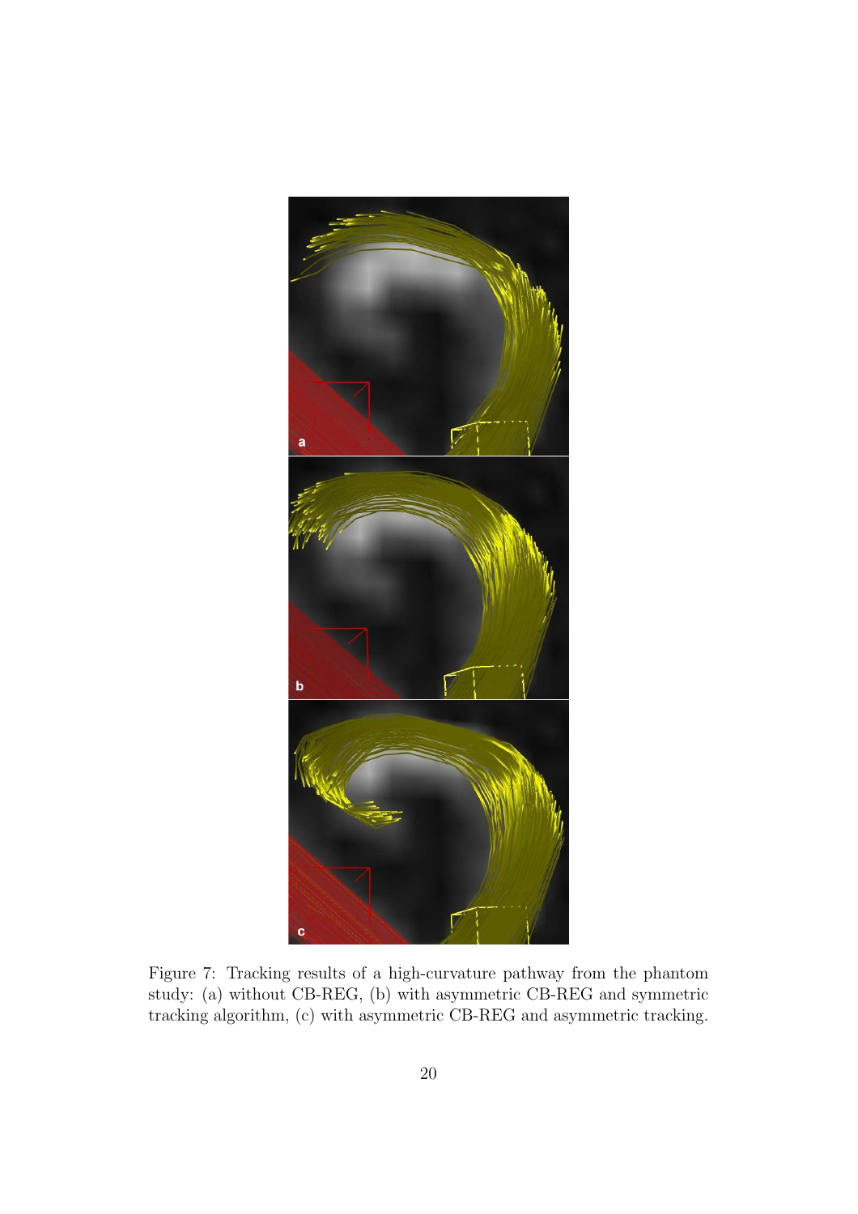Figure 7: Tracking results of a high-curvature pathway from the phantom study: (a) without CB-REG, (b) with asymmetric CB-REG and symmetric tracking algorithm, (c) with asymmetric CB-REG and asymmetric tracking.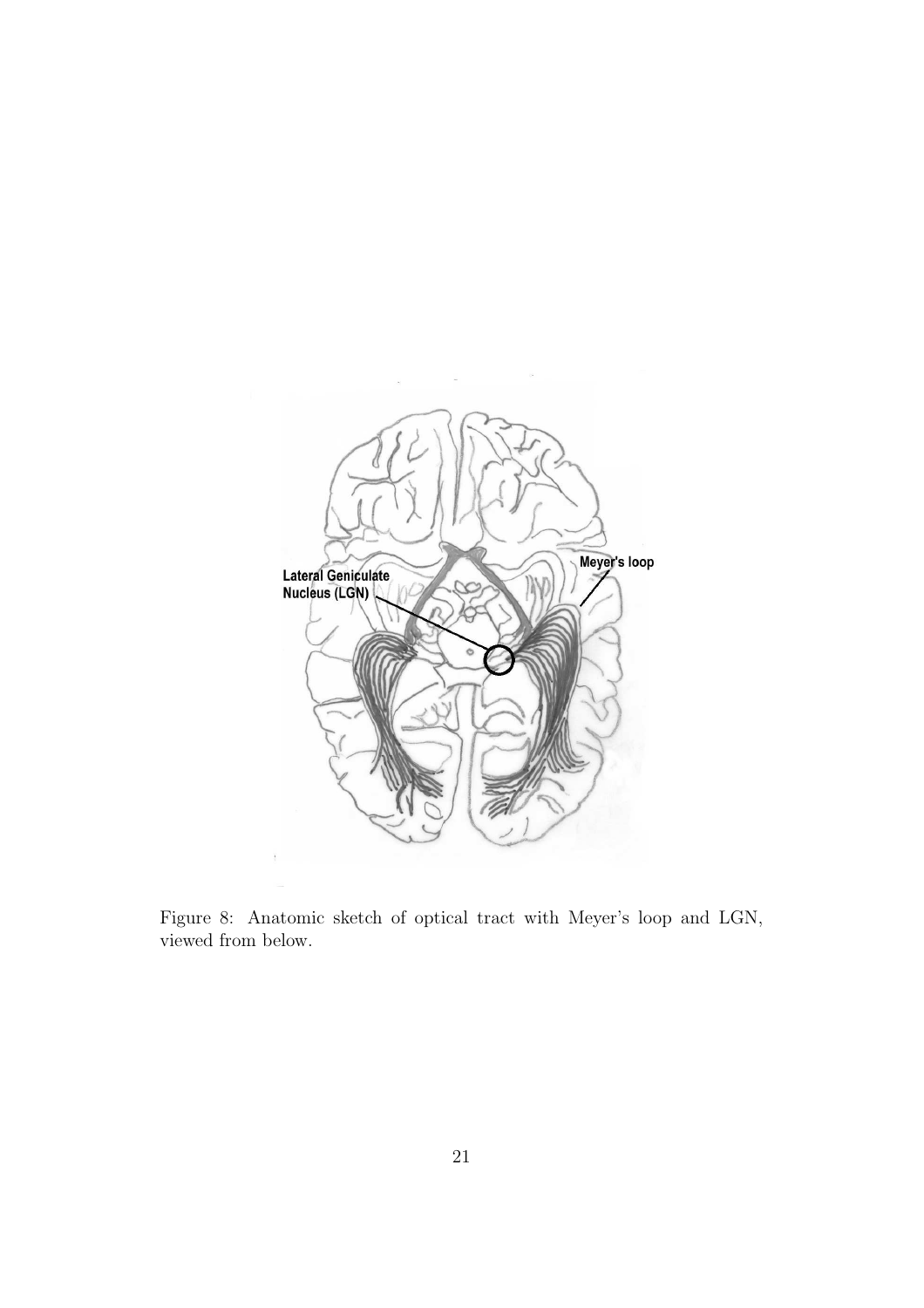Figure 8: Anatomic sketch of optical tract with Meyer's loop and LGN, viewed from below.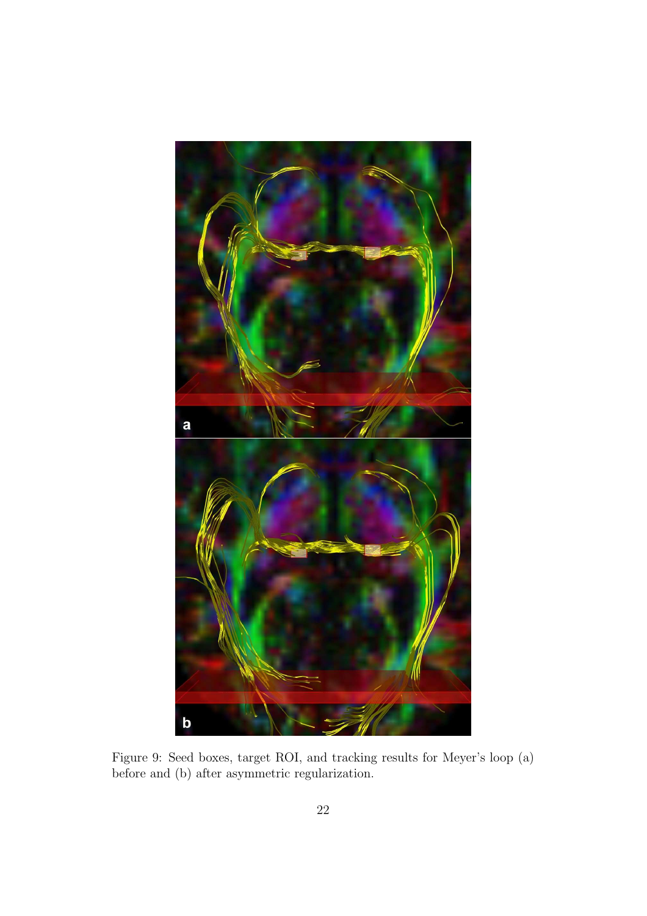Figure 9: Seed boxes, target ROI, and tracking results for Meyer's loop (a) before and (b) after asymmetric regularization.